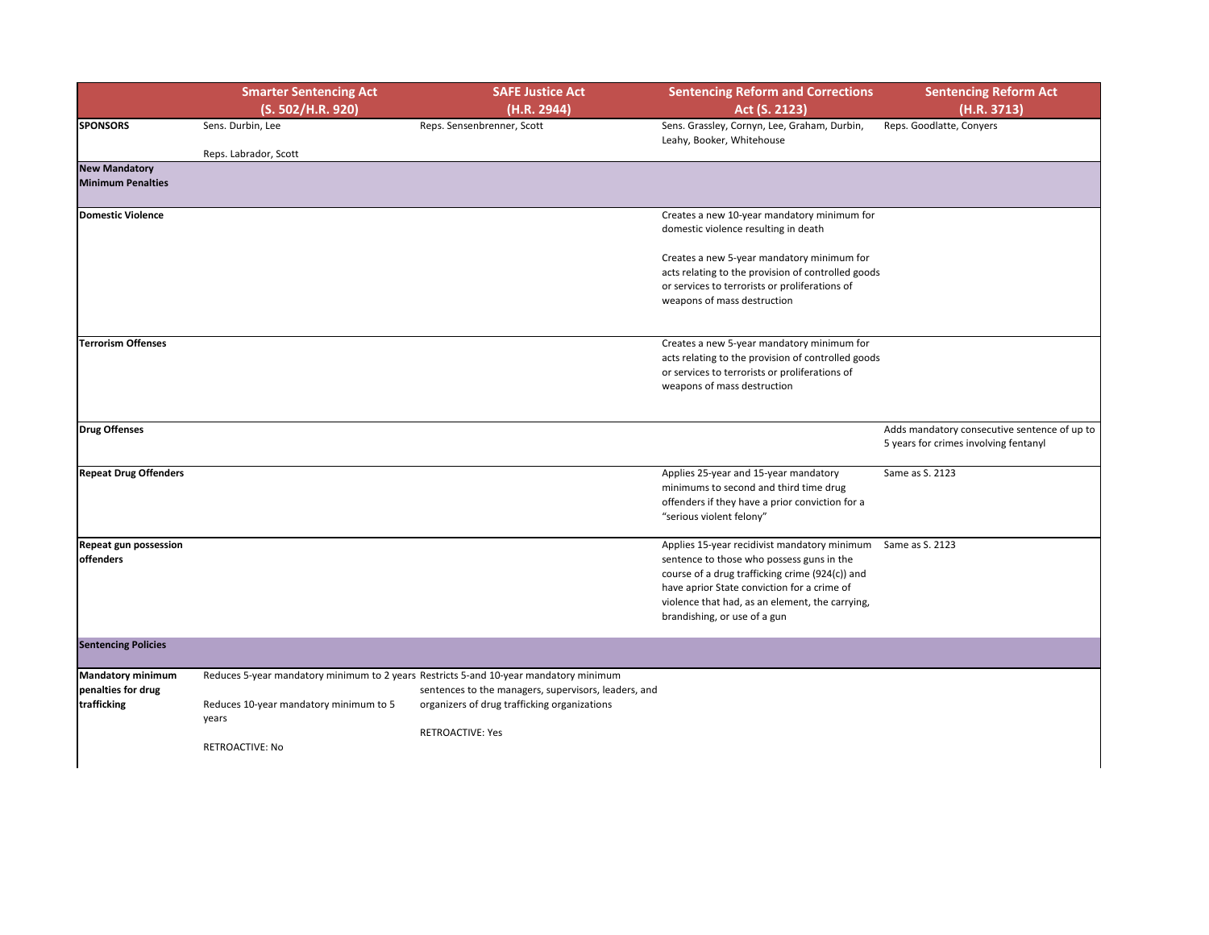| | Smarter Sentencing Act (S. 502/H.R. 920) | SAFE Justice Act (H.R. 2944) | Sentencing Reform and Corrections Act (S. 2123) | Sentencing Reform Act (H.R. 3713) |
|---|---|---|---|---|
| **SPONSORS** | Sens. Durbin, Lee<br><br>Reps. Labrador, Scott | Reps. Sensenbrenner, Scott | Sens. Grassley, Cornyn, Lee, Graham, Durbin, Leahy, Booker, Whitehouse | Reps. Goodlatte, Conyers |
| **New Mandatory Minimum Penalties** | | | | |
| **Domestic Violence** | | | Creates a new 10-year mandatory minimum for domestic violence resulting in death<br><br>Creates a new 5-year mandatory minimum for acts relating to the provision of controlled goods or services to terrorists or proliferations of weapons of mass destruction | |
| **Terrorism Offenses** | | | Creates a new 5-year mandatory minimum for acts relating to the provision of controlled goods or services to terrorists or proliferations of weapons of mass destruction | |
| **Drug Offenses** | | | | Adds mandatory consecutive sentence of up to 5 years for crimes involving fentanyl |
| **Repeat Drug Offenders** | | | Applies 25-year and 15-year mandatory minimums to second and third time drug offenders if they have a prior conviction for a "serious violent felony" | Same as S. 2123 |
| **Repeat gun possession offenders** | | | Applies 15-year recidivist mandatory minimum sentence to those who possess guns in the course of a drug trafficking crime (924(c)) and have aprior State conviction for a crime of violence that had, as an element, the carrying, brandishing, or use of a gun | Same as S. 2123 |
| **Sentencing Policies** | | | | |
| **Mandatory minimum penalties for drug trafficking** | Reduces 5-year mandatory minimum to 2 years<br><br>Reduces 10-year mandatory minimum to 5 years<br><br>RETROACTIVE: No | Restricts 5-and 10-year mandatory minimum sentences to the managers, supervisors, leaders, and organizers of drug trafficking organizations<br><br>RETROACTIVE: Yes | | |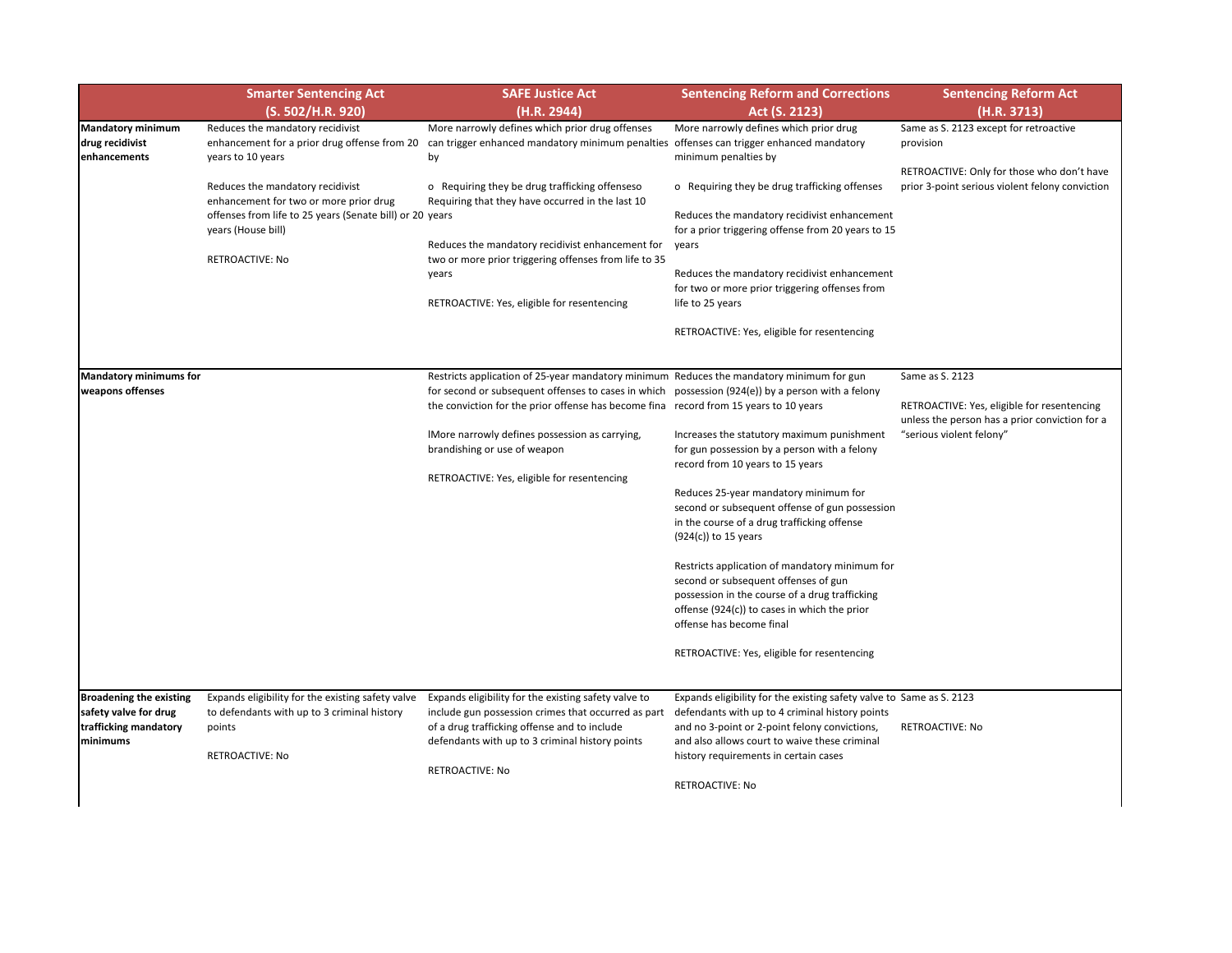| | Smarter Sentencing Act (S. 502/H.R. 920) | SAFE Justice Act (H.R. 2944) | Sentencing Reform and Corrections Act (S. 2123) | Sentencing Reform Act (H.R. 3713) |
|---|---|---|---|---|
| **Mandatory minimum drug recidivist enhancements** | Reduces the mandatory recidivist enhancement for a prior drug offense from 20 years to 10 years<br><br>Reduces the mandatory recidivist enhancement for two or more prior drug offenses from life to 25 years (Senate bill) or 20 years (House bill)<br><br>RETROACTIVE: No | More narrowly defines which prior drug offenses can trigger enhanced mandatory minimum penalties by<br><br>o Requiring they be drug trafficking offenseso Requiring that they have occurred in the last 10 years<br><br>Reduces the mandatory recidivist enhancement for two or more prior triggering offenses from life to 35 years<br><br>RETROACTIVE: Yes, eligible for resentencing | More narrowly defines which prior drug offenses can trigger enhanced mandatory minimum penalties by<br><br>o Requiring they be drug trafficking offenses<br><br>Reduces the mandatory recidivist enhancement for a prior triggering offense from 20 years to 15 years<br><br>Reduces the mandatory recidivist enhancement for two or more prior triggering offenses from life to 25 years<br><br>RETROACTIVE: Yes, eligible for resentencing | Same as S. 2123 except for retroactive provision<br><br>RETROACTIVE: Only for those who don't have prior 3-point serious violent felony conviction |
| **Mandatory minimums for weapons offenses** | | Restricts application of 25-year mandatory minimum for second or subsequent offenses to cases in which the conviction for the prior offense has become fina<br><br>lMore narrowly defines possession as carrying, brandishing or use of weapon<br><br>RETROACTIVE: Yes, eligible for resentencing | Reduces the mandatory minimum for gun possession (924(e)) by a person with a felony record from 15 years to 10 years<br><br>Increases the statutory maximum punishment for gun possession by a person with a felony record from 10 years to 15 years<br><br>Reduces 25-year mandatory minimum for second or subsequent offense of gun possession in the course of a drug trafficking offense (924(c)) to 15 years<br><br>Restricts application of mandatory minimum for second or subsequent offenses of gun possession in the course of a drug trafficking offense (924(c)) to cases in which the prior offense has become final<br><br>RETROACTIVE: Yes, eligible for resentencing | Same as S. 2123<br><br>RETROACTIVE: Yes, eligible for resentencing unless the person has a prior conviction for a "serious violent felony" |
| **Broadening the existing safety valve for drug trafficking mandatory minimums** | Expands eligibility for the existing safety valve to defendants with up to 3 criminal history points<br><br>RETROACTIVE: No | Expands eligibility for the existing safety valve to include gun possession crimes that occurred as part of a drug trafficking offense and to include defendants with up to 3 criminal history points<br><br>RETROACTIVE: No | Expands eligibility for the existing safety valve to defendants with up to 4 criminal history points and no 3-point or 2-point felony convictions, and also allows court to waive these criminal history requirements in certain cases<br><br>RETROACTIVE: No | Same as S. 2123<br><br>RETROACTIVE: No |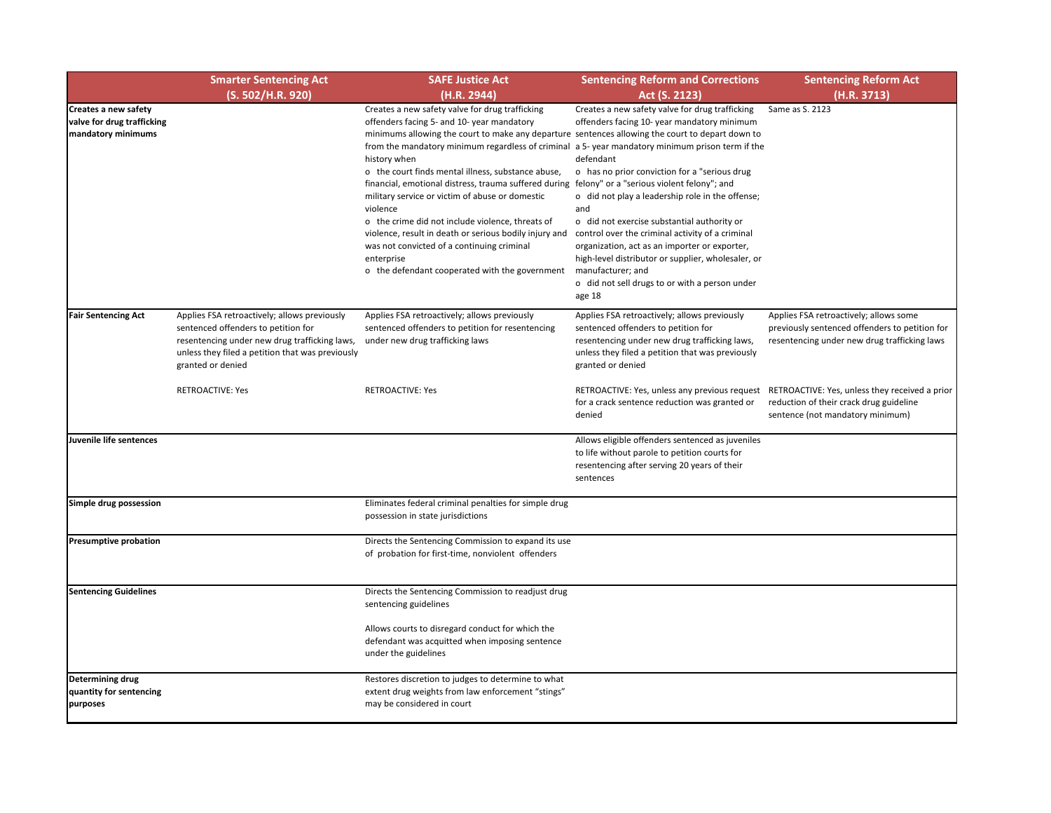| | Smarter Sentencing Act (S. 502/H.R. 920) | SAFE Justice Act (H.R. 2944) | Sentencing Reform and Corrections Act (S. 2123) | Sentencing Reform Act (H.R. 3713) |
|---|---|---|---|---|
| **Creates a new safety valve for drug trafficking mandatory minimums** | | Creates a new safety valve for drug trafficking offenders facing 5- and 10- year mandatory minimums allowing the court to make any departure from the mandatory minimum regardless of criminal history when<br>o the court finds mental illness, substance abuse, financial, emotional distress, trauma suffered during military service or victim of abuse or domestic violence<br>o the crime did not include violence, threats of violence, result in death or serious bodily injury and was not convicted of a continuing criminal enterprise<br>o the defendant cooperated with the government | Creates a new safety valve for drug trafficking offenders facing 10- year mandatory minimum sentences allowing the court to depart down to a 5- year mandatory minimum prison term if the defendant<br>o has no prior conviction for a "serious drug felony" or a "serious violent felony"; and<br>o did not play a leadership role in the offense; and<br>o did not exercise substantial authority or control over the criminal activity of a criminal organization, act as an importer or exporter, high-level distributor or supplier, wholesaler, or manufacturer; and<br>o did not sell drugs to or with a person under age 18 | Same as S. 2123 |
| **Fair Sentencing Act** | Applies FSA retroactively; allows previously sentenced offenders to petition for resentencing under new drug trafficking laws, unless they filed a petition that was previously granted or denied<br><br>RETROACTIVE: Yes | Applies FSA retroactively; allows previously sentenced offenders to petition for resentencing under new drug trafficking laws<br><br>RETROACTIVE: Yes | Applies FSA retroactively; allows previously sentenced offenders to petition for resentencing under new drug trafficking laws, unless they filed a petition that was previously granted or denied<br><br>RETROACTIVE: Yes, unless any previous request for a crack sentence reduction was granted or denied | Applies FSA retroactively; allows some previously sentenced offenders to petition for resentencing under new drug trafficking laws<br><br>RETROACTIVE: Yes, unless they received a prior reduction of their crack drug guideline sentence (not mandatory minimum) |
| **Juvenile life sentences** | | | Allows eligible offenders sentenced as juveniles to life without parole to petition courts for resentencing after serving 20 years of their sentences | |
| **Simple drug possession** | | Eliminates federal criminal penalties for simple drug possession in state jurisdictions | | |
| **Presumptive probation** | | Directs the Sentencing Commission to expand its use of probation for first-time, nonviolent offenders | | |
| **Sentencing Guidelines** | | Directs the Sentencing Commission to readjust drug sentencing guidelines<br><br>Allows courts to disregard conduct for which the defendant was acquitted when imposing sentence under the guidelines | | |
| **Determining drug quantity for sentencing purposes** | | Restores discretion to judges to determine to what extent drug weights from law enforcement "stings" may be considered in court | | |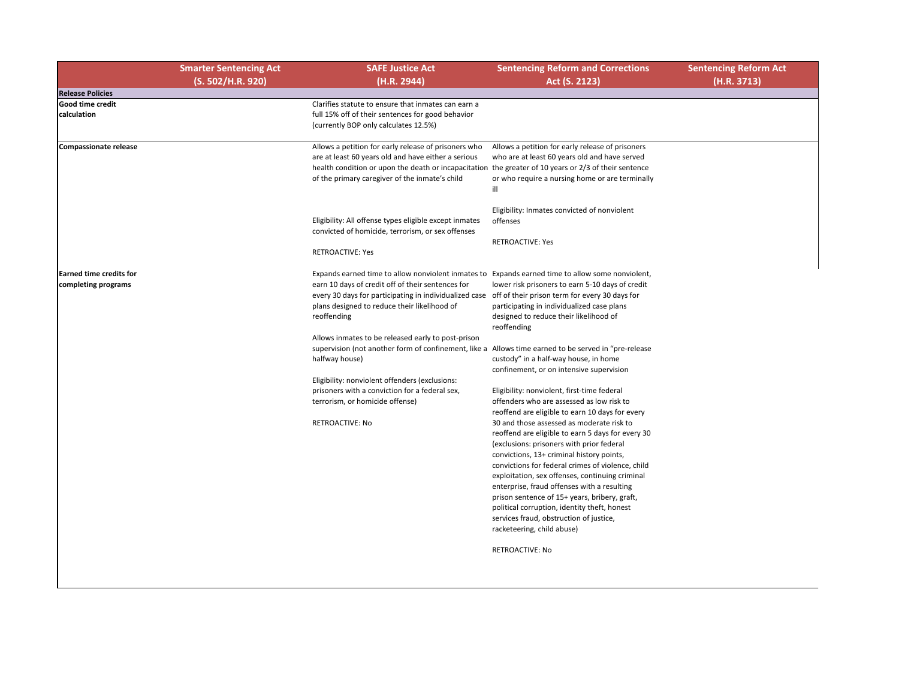| | Smarter Sentencing Act (S. 502/H.R. 920) | SAFE Justice Act (H.R. 2944) | Sentencing Reform and Corrections Act (S. 2123) | Sentencing Reform Act (H.R. 3713) |
|---|---|---|---|---|
| **Release Policies** | | | | |
| **Good time credit calculation** | | Clarifies statute to ensure that inmates can earn a full 15% off of their sentences for good behavior (currently BOP only calculates 12.5%) | | |
| **Compassionate release** | | Allows a petition for early release of prisoners who are at least 60 years old and have either a serious health condition or upon the death or incapacitation of the primary caregiver of the inmate's child<br><br>Eligibility: All offense types eligible except inmates convicted of homicide, terrorism, or sex offenses<br><br>RETROACTIVE: Yes | Allows a petition for early release of prisoners who are at least 60 years old and have served the greater of 10 years or 2/3 of their sentence or who require a nursing home or are terminally ill<br><br>Eligibility: Inmates convicted of nonviolent offenses<br><br>RETROACTIVE: Yes | |
| **Earned time credits for completing programs** | | Expands earned time to allow nonviolent inmates to earn 10 days of credit off of their sentences for every 30 days for participating in individualized case plans designed to reduce their likelihood of reoffending<br><br>Allows inmates to be released early to post-prison supervision (not another form of confinement, like a halfway house)<br><br>Eligibility: nonviolent offenders (exclusions: prisoners with a conviction for a federal sex, terrorism, or homicide offense)<br><br>RETROACTIVE: No | Expands earned time to allow some nonviolent, lower risk prisoners to earn 5-10 days of credit off of their prison term for every 30 days for participating in individualized case plans designed to reduce their likelihood of reoffending<br><br>Allows time earned to be served in "pre-release custody" in a half-way house, in home confinement, or on intensive supervision<br><br>Eligibility: nonviolent, first-time federal offenders who are assessed as low risk to reoffend are eligible to earn 10 days for every 30 and those assessed as moderate risk to reoffend are eligible to earn 5 days for every 30 (exclusions: prisoners with prior federal convictions, 13+ criminal history points, convictions for federal crimes of violence, child exploitation, sex offenses, continuing criminal enterprise, fraud offenses with a resulting prison sentence of 15+ years, bribery, graft, political corruption, identity theft, honest services fraud, obstruction of justice, racketeering, child abuse)<br><br>RETROACTIVE: No | |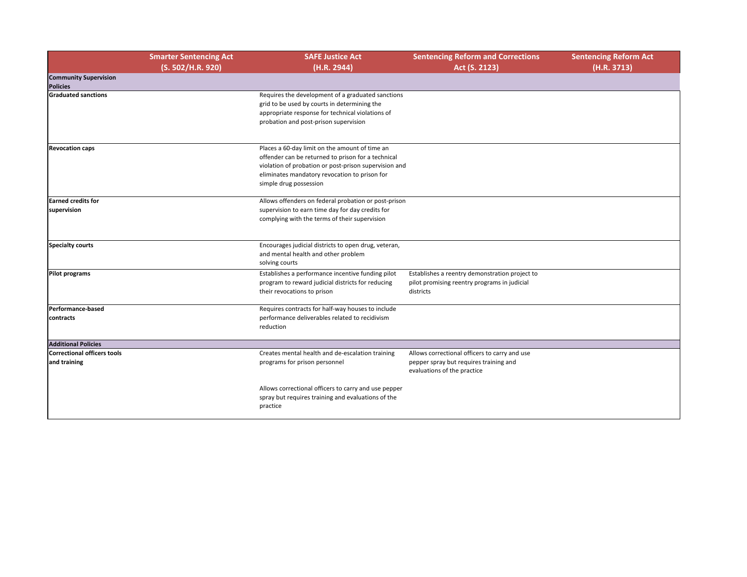| | Smarter Sentencing Act (S. 502/H.R. 920) | SAFE Justice Act (H.R. 2944) | Sentencing Reform and Corrections Act (S. 2123) | Sentencing Reform Act (H.R. 3713) |
|---|---|---|---|---|
| **Community Supervision Policies** | | | | |
| **Graduated sanctions** | | Requires the development of a graduated sanctions grid to be used by courts in determining the appropriate response for technical violations of probation and post-prison supervision | | |
| **Revocation caps** | | Places a 60-day limit on the amount of time an offender can be returned to prison for a technical violation of probation or post-prison supervision and eliminates mandatory revocation to prison for simple drug possession | | |
| **Earned credits for supervision** | | Allows offenders on federal probation or post-prison supervision to earn time day for day credits for complying with the terms of their supervision | | |
| **Specialty courts** | | Encourages judicial districts to open drug, veteran, and mental health and other problem solving courts | | |
| **Pilot programs** | | Establishes a performance incentive funding pilot program to reward judicial districts for reducing their revocations to prison | Establishes a reentry demonstration project to pilot promising reentry programs in judicial districts | |
| **Performance-based contracts** | | Requires contracts for half-way houses to include performance deliverables related to recidivism reduction | | |
| **Additional Policies** | | | | |
| **Correctional officers tools and training** | | Creates mental health and de-escalation training programs for prison personnel<br><br>Allows correctional officers to carry and use pepper spray but requires training and evaluations of the practice | Allows correctional officers to carry and use pepper spray but requires training and evaluations of the practice | |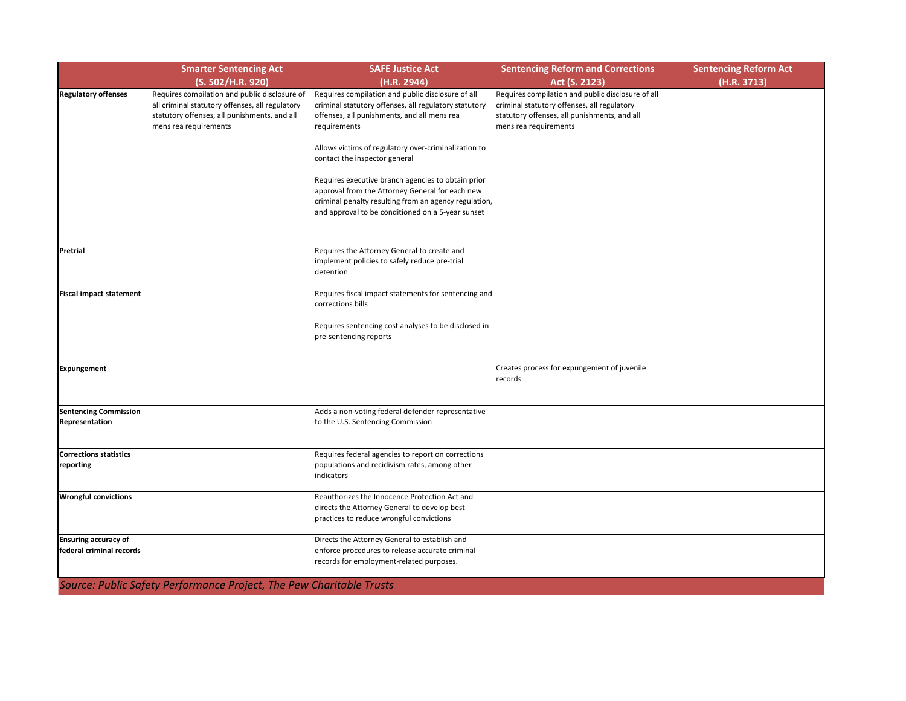| | Smarter Sentencing Act (S. 502/H.R. 920) | SAFE Justice Act (H.R. 2944) | Sentencing Reform and Corrections Act (S. 2123) | Sentencing Reform Act (H.R. 3713) |
|---|---|---|---|---|
| **Regulatory offenses** | Requires compilation and public disclosure of all criminal statutory offenses, all regulatory statutory offenses, all punishments, and all mens rea requirements | Requires compilation and public disclosure of all criminal statutory offenses, all regulatory statutory offenses, all punishments, and all mens rea requirements<br><br>Allows victims of regulatory over-criminalization to contact the inspector general<br><br>Requires executive branch agencies to obtain prior approval from the Attorney General for each new criminal penalty resulting from an agency regulation, and approval to be conditioned on a 5-year sunset | Requires compilation and public disclosure of all criminal statutory offenses, all regulatory statutory offenses, all punishments, and all mens rea requirements | |
| **Pretrial** | | Requires the Attorney General to create and implement policies to safely reduce pre-trial detention | | |
| **Fiscal impact statement** | | Requires fiscal impact statements for sentencing and corrections bills<br><br>Requires sentencing cost analyses to be disclosed in pre-sentencing reports | | |
| **Expungement** | | | Creates process for expungement of juvenile records | |
| **Sentencing Commission Representation** | | Adds a non-voting federal defender representative to the U.S. Sentencing Commission | | |
| **Corrections statistics reporting** | | Requires federal agencies to report on corrections populations and recidivism rates, among other indicators | | |
| **Wrongful convictions** | | Reauthorizes the Innocence Protection Act and directs the Attorney General to develop best practices to reduce wrongful convictions | | |
| **Ensuring accuracy of federal criminal records** | | Directs the Attorney General to establish and enforce procedures to release accurate criminal records for employment-related purposes. | | |

*Source: Public Safety Performance Project, The Pew Charitable Trusts*